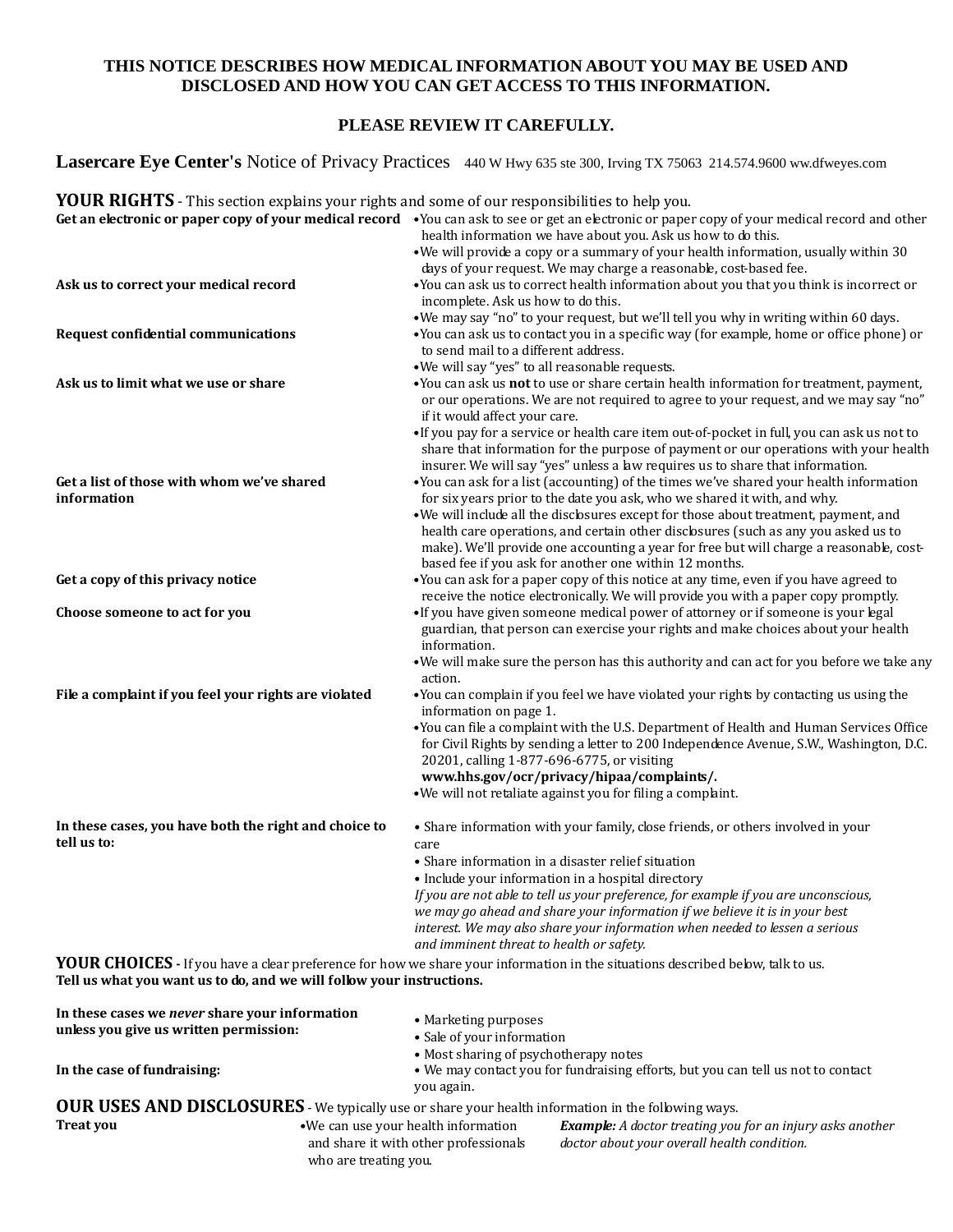**THIS NOTICE DESCRIBES HOW MEDICAL INFORMATION ABOUT YOU MAY BE USED AND DISCLOSED AND HOW YOU CAN GET ACCESS TO THIS INFORMATION.**

**PLEASE REVIEW IT CAREFULLY.**

**Lasercare Eye Center's** Notice of Privacy Practices 440 W Hwy 635 ste 300, Irving TX 75063 214.574.9600 ww.dfweyes.com

## YOUR RIGHTS - This section explains your rights and some of our responsibilities to help you.

**Get an electronic or paper copy of your medical record**

- You can ask to see or get an electronic or paper copy of your medical record and other health information we have about you. Ask us how to do this.
- We will provide a copy or a summary of your health information, usually within 30 days of your request. We may charge a reasonable, cost-based fee.

**Ask us to correct your medical record**

- You can ask us to correct health information about you that you think is incorrect or incomplete. Ask us how to do this.
- We may say "no" to your request, but we'll tell you why in writing within 60 days.

**Request confidential communications**

- You can ask us to contact you in a specific way (for example, home or office phone) or to send mail to a different address.
- We will say "yes" to all reasonable requests.

**Ask us to limit what we use or share**

- You can ask us **not** to use or share certain health information for treatment, payment, or our operations. We are not required to agree to your request, and we may say "no" if it would affect your care.
- If you pay for a service or health care item out-of-pocket in full, you can ask us not to share that information for the purpose of payment or our operations with your health insurer. We will say "yes" unless a law requires us to share that information.

**Get a list of those with whom we've shared information**

- You can ask for a list (accounting) of the times we've shared your health information for six years prior to the date you ask, who we shared it with, and why.
- We will include all the disclosures except for those about treatment, payment, and health care operations, and certain other disclosures (such as any you asked us to make). We'll provide one accounting a year for free but will charge a reasonable, cost-based fee if you ask for another one within 12 months.

**Get a copy of this privacy notice**

- You can ask for a paper copy of this notice at any time, even if you have agreed to receive the notice electronically. We will provide you with a paper copy promptly.

**Choose someone to act for you**

- If you have given someone medical power of attorney or if someone is your legal guardian, that person can exercise your rights and make choices about your health information.
- We will make sure the person has this authority and can act for you before we take any action.

**File a complaint if you feel your rights are violated**

- You can complain if you feel we have violated your rights by contacting us using the information on page 1.
- You can file a complaint with the U.S. Department of Health and Human Services Office for Civil Rights by sending a letter to 200 Independence Avenue, S.W., Washington, D.C. 20201, calling 1-877-696-6775, or visiting **www.hhs.gov/ocr/privacy/hipaa/complaints/.**
- We will not retaliate against you for filing a complaint.

**In these cases, you have both the right and choice to tell us to:**

- Share information with your family, close friends, or others involved in your care
- Share information in a disaster relief situation
- Include your information in a hospital directory

*If you are not able to tell us your preference, for example if you are unconscious, we may go ahead and share your information if we believe it is in your best interest. We may also share your information when needed to lessen a serious and imminent threat to health or safety.*

## YOUR CHOICES - If you have a clear preference for how we share your information in the situations described below, talk to us. **Tell us what you want us to do, and we will follow your instructions.**

**In these cases we *never* share your information unless you give us written permission:**

- Marketing purposes
- Sale of your information
- Most sharing of psychotherapy notes

**In the case of fundraising:**

- We may contact you for fundraising efforts, but you can tell us not to contact you again.

## OUR USES AND DISCLOSURES - We typically use or share your health information in the following ways.

**Treat you**

- We can use your health information and share it with other professionals who are treating you.

***Example:*** *A doctor treating you for an injury asks another doctor about your overall health condition.*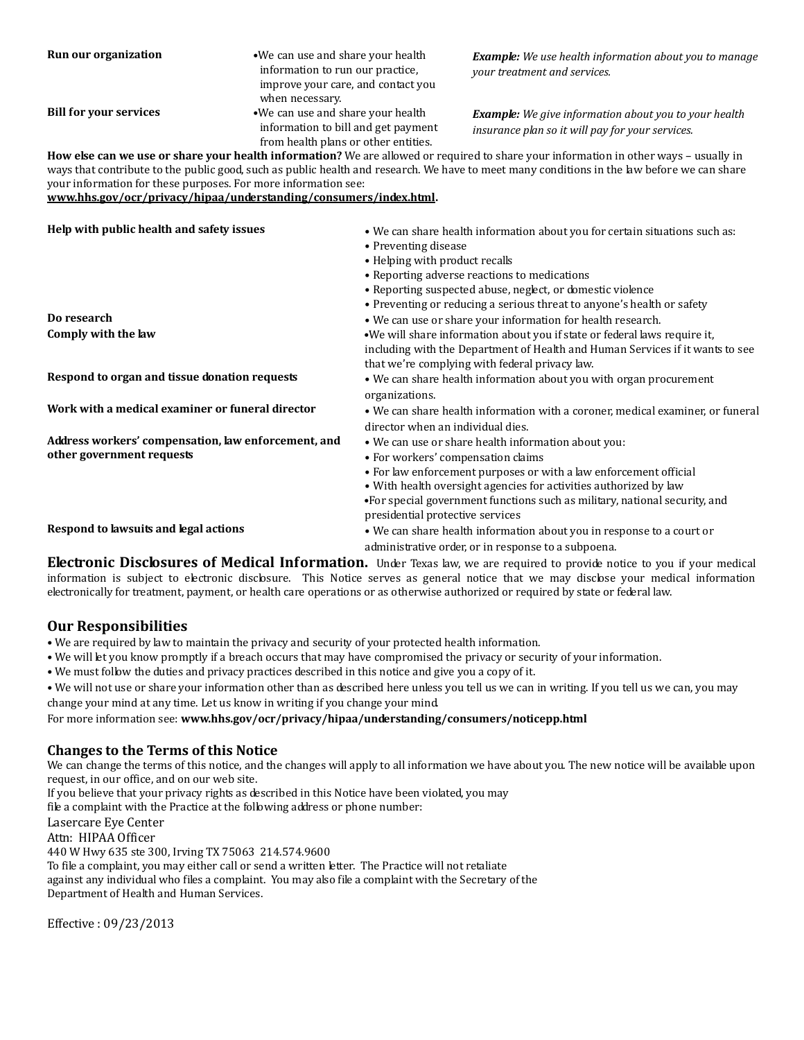| | | |
|---|---|---|
| **Run our organization** | • We can use and share your health information to run our practice, improve your care, and contact you when necessary. | ***Example:*** *We use health information about you to manage your treatment and services.* |
| **Bill for your services** | • We can use and share your health information to bill and get payment from health plans or other entities. | ***Example:*** *We give information about you to your health insurance plan so it will pay for your services.* |

**How else can we use or share your health information?** We are allowed or required to share your information in other ways – usually in ways that contribute to the public good, such as public health and research. We have to meet many conditions in the law before we can share your information for these purposes. For more information see: **www.hhs.gov/ocr/privacy/hipaa/understanding/consumers/index.html**.

| | |
|---|---|
| **Help with public health and safety issues** | • We can share health information about you for certain situations such as:<br>• Preventing disease<br>• Helping with product recalls<br>• Reporting adverse reactions to medications<br>• Reporting suspected abuse, neglect, or domestic violence<br>• Preventing or reducing a serious threat to anyone's health or safety |
| **Do research** | • We can use or share your information for health research. |
| **Comply with the law** | • We will share information about you if state or federal laws require it, including with the Department of Health and Human Services if it wants to see that we're complying with federal privacy law. |
| **Respond to organ and tissue donation requests** | • We can share health information about you with organ procurement organizations. |
| **Work with a medical examiner or funeral director** | • We can share health information with a coroner, medical examiner, or funeral director when an individual dies. |
| **Address workers' compensation, law enforcement, and other government requests** | • We can use or share health information about you:<br>• For workers' compensation claims<br>• For law enforcement purposes or with a law enforcement official<br>• With health oversight agencies for activities authorized by law<br>• For special government functions such as military, national security, and presidential protective services |
| **Respond to lawsuits and legal actions** | • We can share health information about you in response to a court or administrative order, or in response to a subpoena. |

**Electronic Disclosures of Medical Information.** Under Texas law, we are required to provide notice to you if your medical information is subject to electronic disclosure. This Notice serves as general notice that we may disclose your medical information electronically for treatment, payment, or health care operations or as otherwise authorized or required by state or federal law.

## Our Responsibilities

- We are required by law to maintain the privacy and security of your protected health information.
- We will let you know promptly if a breach occurs that may have compromised the privacy or security of your information.
- We must follow the duties and privacy practices described in this notice and give you a copy of it.
- We will not use or share your information other than as described here unless you tell us we can in writing. If you tell us we can, you may change your mind at any time. Let us know in writing if you change your mind.

For more information see: **www.hhs.gov/ocr/privacy/hipaa/understanding/consumers/noticepp.html**

## Changes to the Terms of this Notice

We can change the terms of this notice, and the changes will apply to all information we have about you. The new notice will be available upon request, in our office, and on our web site.

If you believe that your privacy rights as described in this Notice have been violated, you may file a complaint with the Practice at the following address or phone number:

Lasercare Eye Center
Attn: HIPAA Officer
440 W Hwy 635 ste 300, Irving TX 75063 214.574.9600

To file a complaint, you may either call or send a written letter. The Practice will not retaliate against any individual who files a complaint. You may also file a complaint with the Secretary of the Department of Health and Human Services.

Effective : 09/23/2013